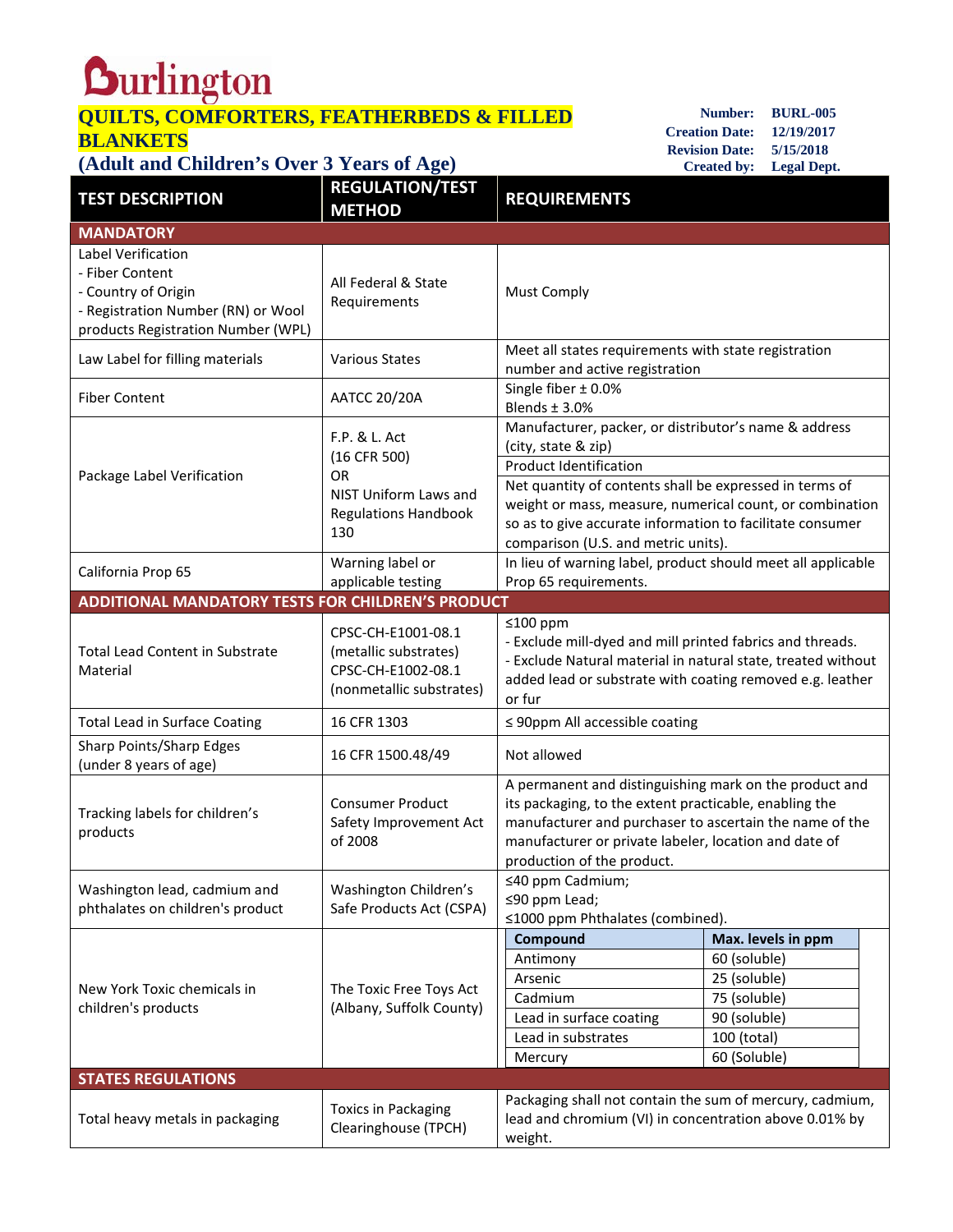# Burlington

## QUILTS, COMFORTERS, FEATHERBEDS & FILLED BLANKETS

## (Adult and Children's Over 3 Years of Age)

**Number:** BURL-005
**Creation Date:** 12/19/2017
**Revision Date:** 5/15/2018
**Created by:** Legal Dept.

| TEST DESCRIPTION | REGULATION/TEST METHOD | REQUIREMENTS |
|---|---|---|
| **MANDATORY** | | |
| Label Verification<br>- Fiber Content<br>- Country of Origin<br>- Registration Number (RN) or Wool products Registration Number (WPL) | All Federal & State Requirements | Must Comply |
| Law Label for filling materials | Various States | Meet all states requirements with state registration number and active registration |
| Fiber Content | AATCC 20/20A | Single fiber ± 0.0%<br>Blends ± 3.0% |
| Package Label Verification | F.P. & L. Act (16 CFR 500) OR NIST Uniform Laws and Regulations Handbook 130 | Manufacturer, packer, or distributor's name & address (city, state & zip)<br>Product Identification<br>Net quantity of contents shall be expressed in terms of weight or mass, measure, numerical count, or combination so as to give accurate information to facilitate consumer comparison (U.S. and metric units). |
| California Prop 65 | Warning label or applicable testing | In lieu of warning label, product should meet all applicable Prop 65 requirements. |
| **ADDITIONAL MANDATORY TESTS FOR CHILDREN'S PRODUCT** | | |
| Total Lead Content in Substrate Material | CPSC-CH-E1001-08.1 (metallic substrates)<br>CPSC-CH-E1002-08.1 (nonmetallic substrates) | ≤100 ppm<br>- Exclude mill-dyed and mill printed fabrics and threads.<br>- Exclude Natural material in natural state, treated without added lead or substrate with coating removed e.g. leather or fur |
| Total Lead in Surface Coating | 16 CFR 1303 | ≤ 90ppm All accessible coating |
| Sharp Points/Sharp Edges (under 8 years of age) | 16 CFR 1500.48/49 | Not allowed |
| Tracking labels for children's products | Consumer Product Safety Improvement Act of 2008 | A permanent and distinguishing mark on the product and its packaging, to the extent practicable, enabling the manufacturer and purchaser to ascertain the name of the manufacturer or private labeler, location and date of production of the product. |
| Washington lead, cadmium and phthalates on children's product | Washington Children's Safe Products Act (CSPA) | ≤40 ppm Cadmium;<br>≤90 ppm Lead;<br>≤1000 ppm Phthalates (combined). |
| New York Toxic chemicals in children's products | The Toxic Free Toys Act (Albany, Suffolk County) | **Compound** — **Max. levels in ppm**<br>Antimony — 60 (soluble)<br>Arsenic — 25 (soluble)<br>Cadmium — 75 (soluble)<br>Lead in surface coating — 90 (soluble)<br>Lead in substrates — 100 (total)<br>Mercury — 60 (Soluble) |
| **STATES REGULATIONS** | | |
| Total heavy metals in packaging | Toxics in Packaging Clearinghouse (TPCH) | Packaging shall not contain the sum of mercury, cadmium, lead and chromium (VI) in concentration above 0.01% by weight. |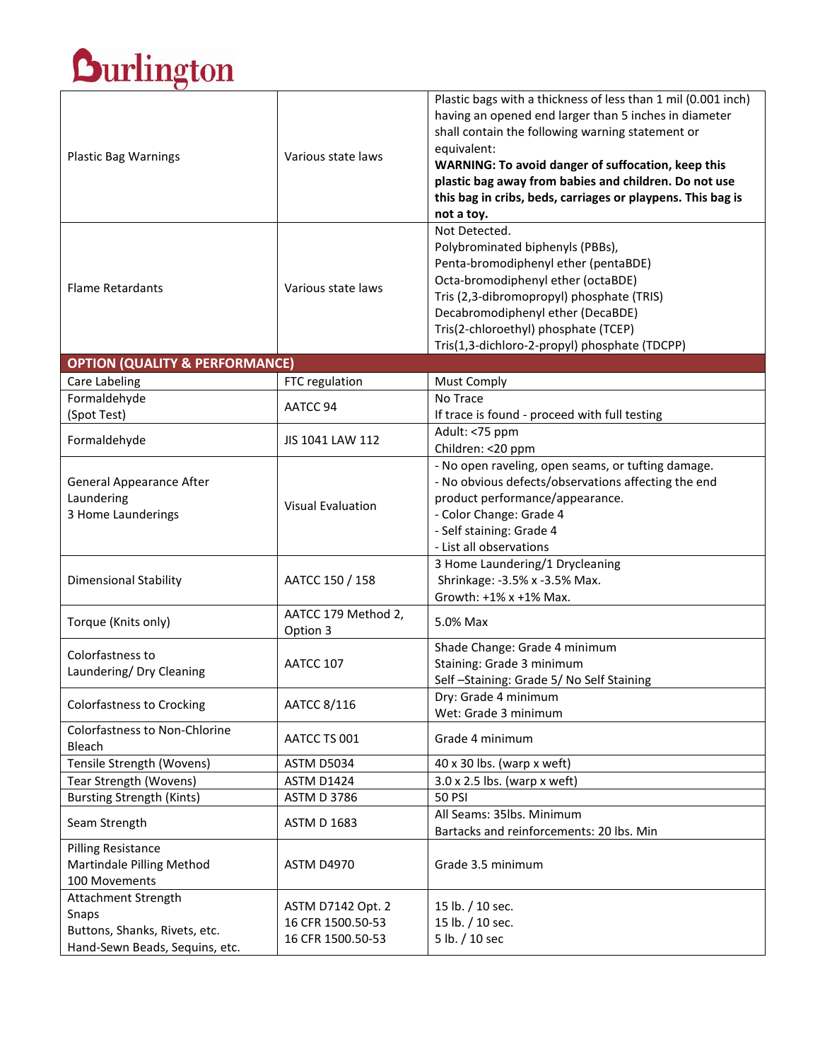# Burlington

| | | |
|---|---|---|
| Plastic Bag Warnings | Various state laws | Plastic bags with a thickness of less than 1 mil (0.001 inch) having an opened end larger than 5 inches in diameter shall contain the following warning statement or equivalent:<br>**WARNING: To avoid danger of suffocation, keep this plastic bag away from babies and children. Do not use this bag in cribs, beds, carriages or playpens. This bag is not a toy.** |
| Flame Retardants | Various state laws | Not Detected.<br>Polybrominated biphenyls (PBBs),<br>Penta-bromodiphenyl ether (pentaBDE)<br>Octa-bromodiphenyl ether (octaBDE)<br>Tris (2,3-dibromopropyl) phosphate (TRIS)<br>Decabromodiphenyl ether (DecaBDE)<br>Tris(2-chloroethyl) phosphate (TCEP)<br>Tris(1,3-dichloro-2-propyl) phosphate (TDCPP) |
| **OPTION (QUALITY & PERFORMANCE)** | | |
| Care Labeling | FTC regulation | Must Comply |
| Formaldehyde<br>(Spot Test) | AATCC 94 | No Trace<br>If trace is found - proceed with full testing |
| Formaldehyde | JIS 1041 LAW 112 | Adult: <75 ppm<br>Children: <20 ppm |
| General Appearance After Laundering<br>3 Home Launderings | Visual Evaluation | - No open raveling, open seams, or tufting damage.<br>- No obvious defects/observations affecting the end product performance/appearance.<br>- Color Change: Grade 4<br>- Self staining: Grade 4<br>- List all observations |
| Dimensional Stability | AATCC 150 / 158 | 3 Home Laundering/1 Drycleaning<br>Shrinkage: -3.5% x -3.5% Max.<br>Growth: +1% x +1% Max. |
| Torque (Knits only) | AATCC 179 Method 2, Option 3 | 5.0% Max |
| Colorfastness to Laundering/ Dry Cleaning | AATCC 107 | Shade Change: Grade 4 minimum<br>Staining: Grade 3 minimum<br>Self –Staining: Grade 5/ No Self Staining |
| Colorfastness to Crocking | AATCC 8/116 | Dry: Grade 4 minimum<br>Wet: Grade 3 minimum |
| Colorfastness to Non-Chlorine Bleach | AATCC TS 001 | Grade 4 minimum |
| Tensile Strength (Wovens) | ASTM D5034 | 40 x 30 lbs. (warp x weft) |
| Tear Strength (Wovens) | ASTM D1424 | 3.0 x 2.5 lbs. (warp x weft) |
| Bursting Strength (Kints) | ASTM D 3786 | 50 PSI |
| Seam Strength | ASTM D 1683 | All Seams: 35lbs. Minimum<br>Bartacks and reinforcements: 20 lbs. Min |
| Pilling Resistance<br>Martindale Pilling Method<br>100 Movements | ASTM D4970 | Grade 3.5 minimum |
| Attachment Strength<br>Snaps<br>Buttons, Shanks, Rivets, etc.<br>Hand-Sewn Beads, Sequins, etc. | ASTM D7142 Opt. 2<br>16 CFR 1500.50-53<br>16 CFR 1500.50-53 | 15 lb. / 10 sec.<br>15 lb. / 10 sec.<br>5 lb. / 10 sec |